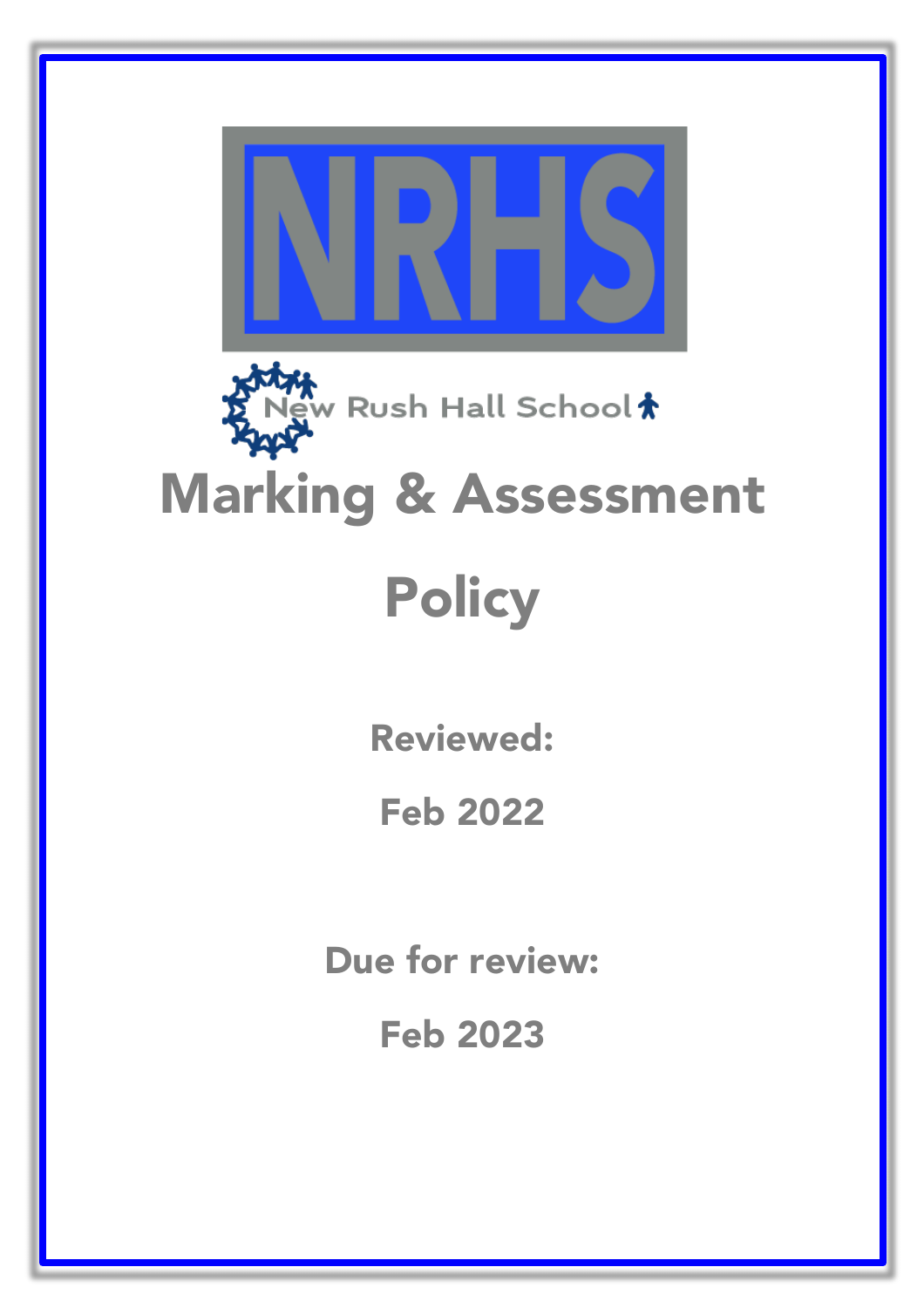NRHS

New Rush Hall School

# Marking & Assessment Policy

**Reviewed:**

**Feb 2022**

**Due for review:**

**Feb 2023**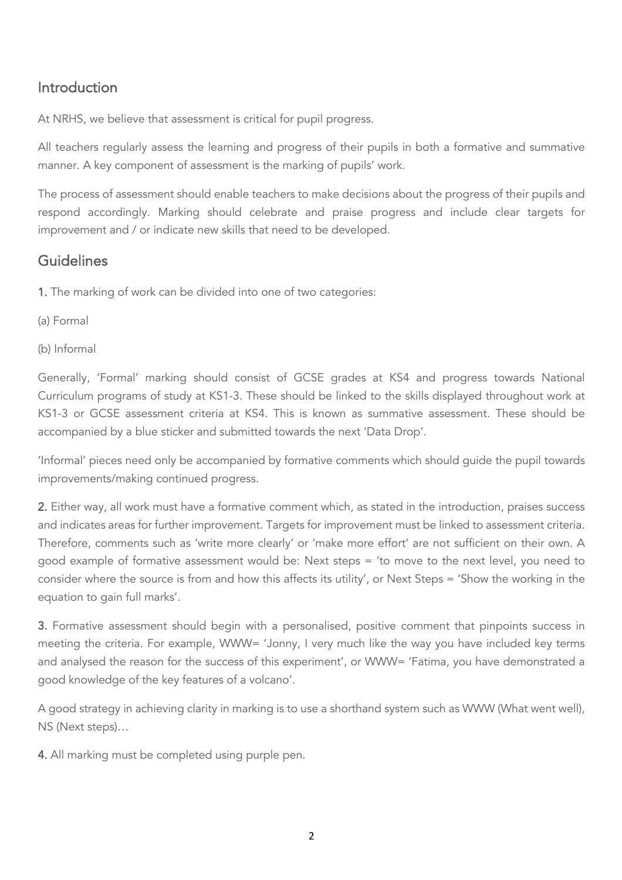## Introduction

At NRHS, we believe that assessment is critical for pupil progress.

All teachers regularly assess the learning and progress of their pupils in both a formative and summative manner. A key component of assessment is the marking of pupils' work.

The process of assessment should enable teachers to make decisions about the progress of their pupils and respond accordingly. Marking should celebrate and praise progress and include clear targets for improvement and / or indicate new skills that need to be developed.

## Guidelines

**1.** The marking of work can be divided into one of two categories:

(a) Formal

(b) Informal

Generally, 'Formal' marking should consist of GCSE grades at KS4 and progress towards National Curriculum programs of study at KS1-3. These should be linked to the skills displayed throughout work at KS1-3 or GCSE assessment criteria at KS4. This is known as summative assessment. These should be accompanied by a blue sticker and submitted towards the next 'Data Drop'.

'Informal' pieces need only be accompanied by formative comments which should guide the pupil towards improvements/making continued progress.

**2.** Either way, all work must have a formative comment which, as stated in the introduction, praises success and indicates areas for further improvement. Targets for improvement must be linked to assessment criteria. Therefore, comments such as 'write more clearly' or 'make more effort' are not sufficient on their own. A good example of formative assessment would be: Next steps = 'to move to the next level, you need to consider where the source is from and how this affects its utility', or Next Steps = 'Show the working in the equation to gain full marks'.

**3.** Formative assessment should begin with a personalised, positive comment that pinpoints success in meeting the criteria. For example, WWW= 'Jonny, I very much like the way you have included key terms and analysed the reason for the success of this experiment', or WWW= 'Fatima, you have demonstrated a good knowledge of the key features of a volcano'.

A good strategy in achieving clarity in marking is to use a shorthand system such as WWW (What went well), NS (Next steps)…

**4.** All marking must be completed using purple pen.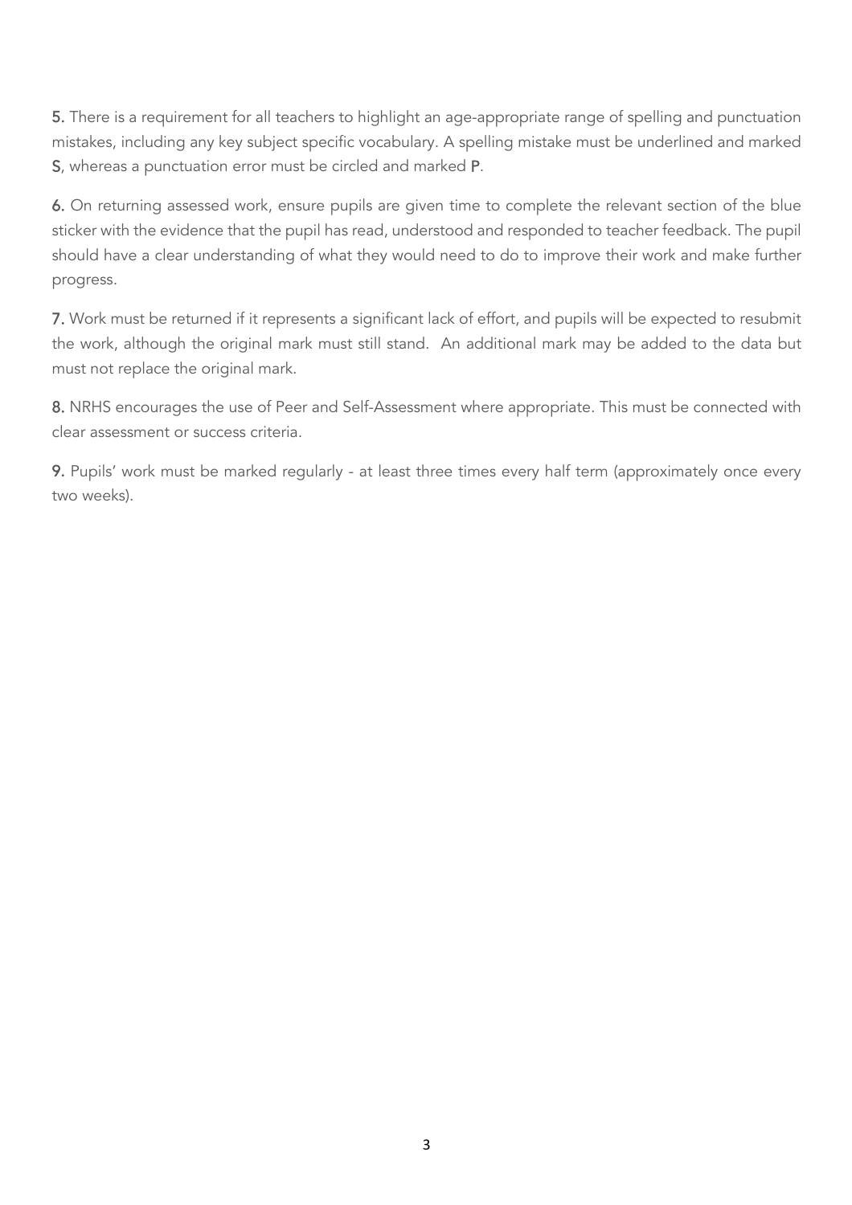**5.** There is a requirement for all teachers to highlight an age-appropriate range of spelling and punctuation mistakes, including any key subject specific vocabulary. A spelling mistake must be underlined and marked **S**, whereas a punctuation error must be circled and marked **P**.

**6.** On returning assessed work, ensure pupils are given time to complete the relevant section of the blue sticker with the evidence that the pupil has read, understood and responded to teacher feedback. The pupil should have a clear understanding of what they would need to do to improve their work and make further progress.

**7.** Work must be returned if it represents a significant lack of effort, and pupils will be expected to resubmit the work, although the original mark must still stand. An additional mark may be added to the data but must not replace the original mark.

**8.** NRHS encourages the use of Peer and Self-Assessment where appropriate. This must be connected with clear assessment or success criteria.

**9.** Pupils' work must be marked regularly - at least three times every half term (approximately once every two weeks).